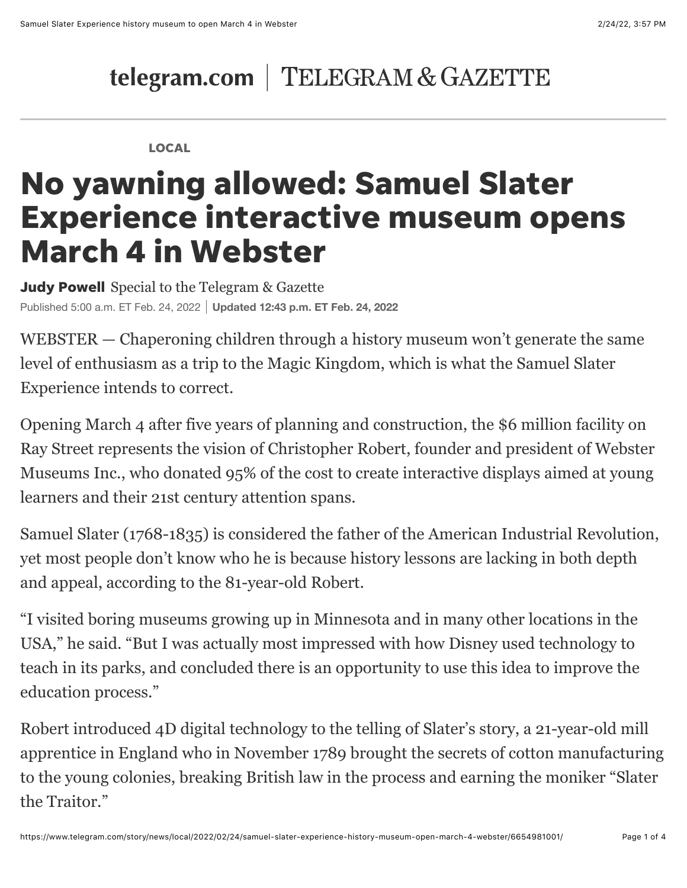telegram.com | TELEGRAM & GAZETTE

LOCAL

# No yawning allowed: Samuel Slater Experience interactive museum opens March 4 in Webster

**Judy Powell** Special to the Telegram & Gazette

Published 5:00 a.m. ET Feb. 24, 2022 | **Updated 12:43 p.m. ET Feb. 24, 2022**

WEBSTER — Chaperoning children through a history museum won't generate the same level of enthusiasm as a trip to the Magic Kingdom, which is what the Samuel Slater Experience intends to correct.

Opening March 4 after five years of planning and construction, the $6 million facility on Ray Street represents the vision of Christopher Robert, founder and president of Webster Museums Inc., who donated 95% of the cost to create interactive displays aimed at young learners and their 21st century attention spans.

Samuel Slater (1768-1835) is considered the father of the American Industrial Revolution, yet most people don't know who he is because history lessons are lacking in both depth and appeal, according to the 81-year-old Robert.

"I visited boring museums growing up in Minnesota and in many other locations in the USA," he said. "But I was actually most impressed with how Disney used technology to teach in its parks, and concluded there is an opportunity to use this idea to improve the education process."

Robert introduced 4D digital technology to the telling of Slater's story, a 21-year-old mill apprentice in England who in November 1789 brought the secrets of cotton manufacturing to the young colonies, breaking British law in the process and earning the moniker "Slater the Traitor."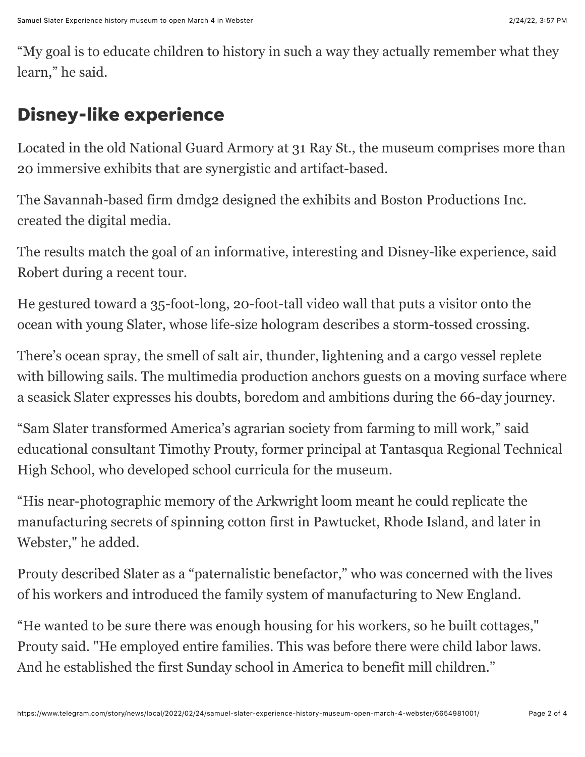“My goal is to educate children to history in such a way they actually remember what they learn,” he said.

## Disney-like experience

Located in the old National Guard Armory at 31 Ray St., the museum comprises more than 20 immersive exhibits that are synergistic and artifact-based.

The Savannah-based firm dmdg2 designed the exhibits and Boston Productions Inc. created the digital media.

The results match the goal of an informative, interesting and Disney-like experience, said Robert during a recent tour.

He gestured toward a 35-foot-long, 20-foot-tall video wall that puts a visitor onto the ocean with young Slater, whose life-size hologram describes a storm-tossed crossing.

There’s ocean spray, the smell of salt air, thunder, lightening and a cargo vessel replete with billowing sails. The multimedia production anchors guests on a moving surface where a seasick Slater expresses his doubts, boredom and ambitions during the 66-day journey.

“Sam Slater transformed America’s agrarian society from farming to mill work,” said educational consultant Timothy Prouty, former principal at Tantasqua Regional Technical High School, who developed school curricula for the museum.

“His near-photographic memory of the Arkwright loom meant he could replicate the manufacturing secrets of spinning cotton first in Pawtucket, Rhode Island, and later in Webster," he added.

Prouty described Slater as a “paternalistic benefactor,” who was concerned with the lives of his workers and introduced the family system of manufacturing to New England.

“He wanted to be sure there was enough housing for his workers, so he built cottages," Prouty said. "He employed entire families. This was before there were child labor laws. And he established the first Sunday school in America to benefit mill children.”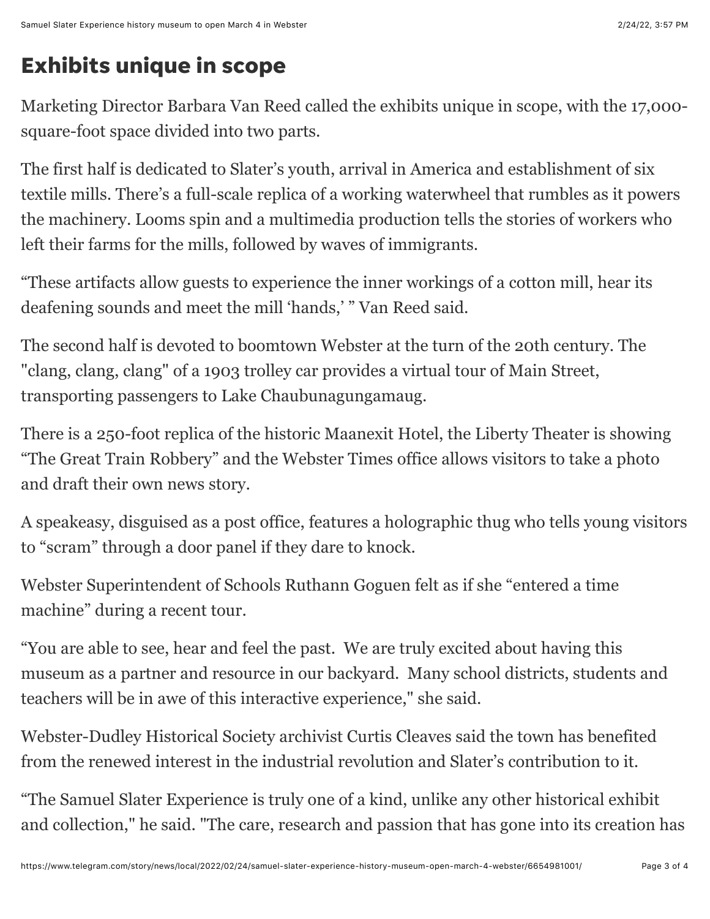## Exhibits unique in scope

Marketing Director Barbara Van Reed called the exhibits unique in scope, with the 17,000-square-foot space divided into two parts.

The first half is dedicated to Slater's youth, arrival in America and establishment of six textile mills. There's a full-scale replica of a working waterwheel that rumbles as it powers the machinery. Looms spin and a multimedia production tells the stories of workers who left their farms for the mills, followed by waves of immigrants.

"These artifacts allow guests to experience the inner workings of a cotton mill, hear its deafening sounds and meet the mill 'hands,' " Van Reed said.

The second half is devoted to boomtown Webster at the turn of the 20th century. The "clang, clang, clang" of a 1903 trolley car provides a virtual tour of Main Street, transporting passengers to Lake Chaubunagungamaug.

There is a 250-foot replica of the historic Maanexit Hotel, the Liberty Theater is showing "The Great Train Robbery" and the Webster Times office allows visitors to take a photo and draft their own news story.

A speakeasy, disguised as a post office, features a holographic thug who tells young visitors to "scram" through a door panel if they dare to knock.

Webster Superintendent of Schools Ruthann Goguen felt as if she "entered a time machine" during a recent tour.

"You are able to see, hear and feel the past. We are truly excited about having this museum as a partner and resource in our backyard. Many school districts, students and teachers will be in awe of this interactive experience," she said.

Webster-Dudley Historical Society archivist Curtis Cleaves said the town has benefited from the renewed interest in the industrial revolution and Slater's contribution to it.

"The Samuel Slater Experience is truly one of a kind, unlike any other historical exhibit and collection," he said. "The care, research and passion that has gone into its creation has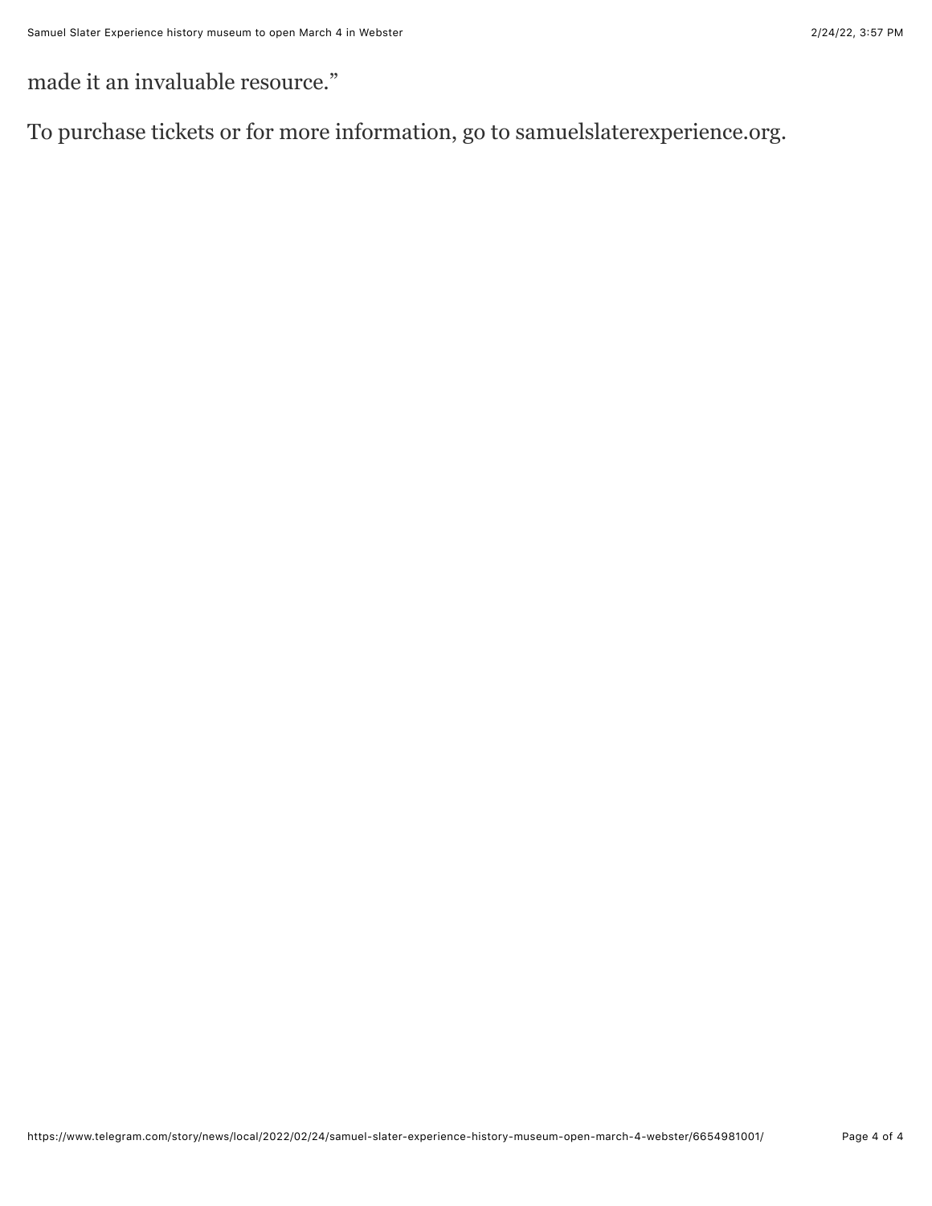made it an invaluable resource."

To purchase tickets or for more information, go to samuelslaterexperience.org.